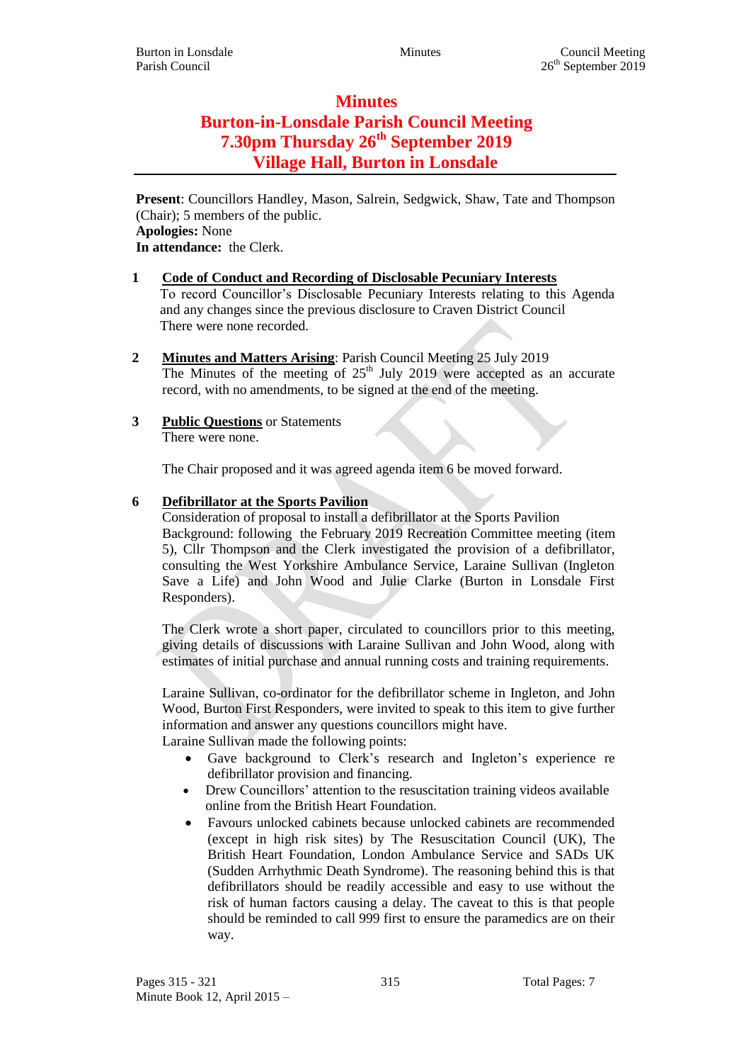# Minutes
# Burton-in-Lonsdale Parish Council Meeting
# 7.30pm Thursday 26th September 2019
# Village Hall, Burton in Lonsdale

**Present**: Councillors Handley, Mason, Salrein, Sedgwick, Shaw, Tate and Thompson (Chair); 5 members of the public.
**Apologies:** None
**In attendance:** the Clerk.

**1 Code of Conduct and Recording of Disclosable Pecuniary Interests**

To record Councillor's Disclosable Pecuniary Interests relating to this Agenda and any changes since the previous disclosure to Craven District Council

There were none recorded.

**2 Minutes and Matters Arising**: Parish Council Meeting 25 July 2019

The Minutes of the meeting of 25th July 2019 were accepted as an accurate record, with no amendments, to be signed at the end of the meeting.

**3 Public Questions** or Statements

There were none.

The Chair proposed and it was agreed agenda item 6 be moved forward.

**6 Defibrillator at the Sports Pavilion**

Consideration of proposal to install a defibrillator at the Sports Pavilion

Background: following the February 2019 Recreation Committee meeting (item 5), Cllr Thompson and the Clerk investigated the provision of a defibrillator, consulting the West Yorkshire Ambulance Service, Laraine Sullivan (Ingleton Save a Life) and John Wood and Julie Clarke (Burton in Lonsdale First Responders).

The Clerk wrote a short paper, circulated to councillors prior to this meeting, giving details of discussions with Laraine Sullivan and John Wood, along with estimates of initial purchase and annual running costs and training requirements.

Laraine Sullivan, co-ordinator for the defibrillator scheme in Ingleton, and John Wood, Burton First Responders, were invited to speak to this item to give further information and answer any questions councillors might have.

Laraine Sullivan made the following points:

- Gave background to Clerk's research and Ingleton's experience re defibrillator provision and financing.
- Drew Councillors' attention to the resuscitation training videos available online from the British Heart Foundation.
- Favours unlocked cabinets because unlocked cabinets are recommended (except in high risk sites) by The Resuscitation Council (UK), The British Heart Foundation, London Ambulance Service and SADs UK (Sudden Arrhythmic Death Syndrome). The reasoning behind this is that defibrillators should be readily accessible and easy to use without the risk of human factors causing a delay. The caveat to this is that people should be reminded to call 999 first to ensure the paramedics are on their way.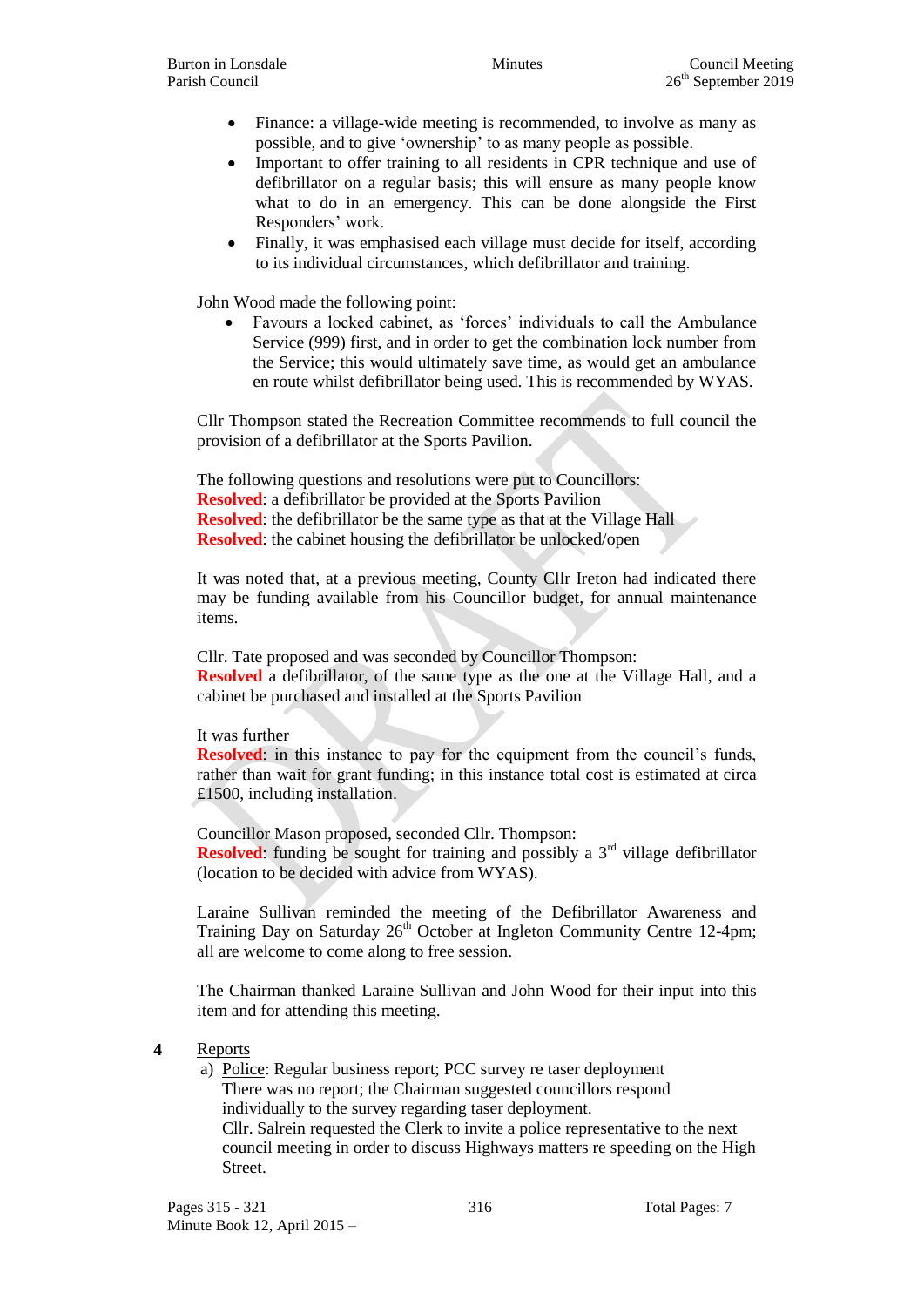- Finance: a village-wide meeting is recommended, to involve as many as possible, and to give 'ownership' to as many people as possible.
- Important to offer training to all residents in CPR technique and use of defibrillator on a regular basis; this will ensure as many people know what to do in an emergency. This can be done alongside the First Responders' work.
- Finally, it was emphasised each village must decide for itself, according to its individual circumstances, which defibrillator and training.

John Wood made the following point:

- Favours a locked cabinet, as 'forces' individuals to call the Ambulance Service (999) first, and in order to get the combination lock number from the Service; this would ultimately save time, as would get an ambulance en route whilst defibrillator being used. This is recommended by WYAS.

Cllr Thompson stated the Recreation Committee recommends to full council the provision of a defibrillator at the Sports Pavilion.

The following questions and resolutions were put to Councillors:
**Resolved**: a defibrillator be provided at the Sports Pavilion
**Resolved**: the defibrillator be the same type as that at the Village Hall
**Resolved**: the cabinet housing the defibrillator be unlocked/open

It was noted that, at a previous meeting, County Cllr Ireton had indicated there may be funding available from his Councillor budget, for annual maintenance items.

Cllr. Tate proposed and was seconded by Councillor Thompson:
**Resolved** a defibrillator, of the same type as the one at the Village Hall, and a cabinet be purchased and installed at the Sports Pavilion

It was further
**Resolved**: in this instance to pay for the equipment from the council's funds, rather than wait for grant funding; in this instance total cost is estimated at circa £1500, including installation.

Councillor Mason proposed, seconded Cllr. Thompson:
**Resolved**: funding be sought for training and possibly a 3rd village defibrillator (location to be decided with advice from WYAS).

Laraine Sullivan reminded the meeting of the Defibrillator Awareness and Training Day on Saturday 26th October at Ingleton Community Centre 12-4pm; all are welcome to come along to free session.

The Chairman thanked Laraine Sullivan and John Wood for their input into this item and for attending this meeting.

**4** Reports

a) Police: Regular business report; PCC survey re taser deployment
There was no report; the Chairman suggested councillors respond individually to the survey regarding taser deployment.
Cllr. Salrein requested the Clerk to invite a police representative to the next council meeting in order to discuss Highways matters re speeding on the High Street.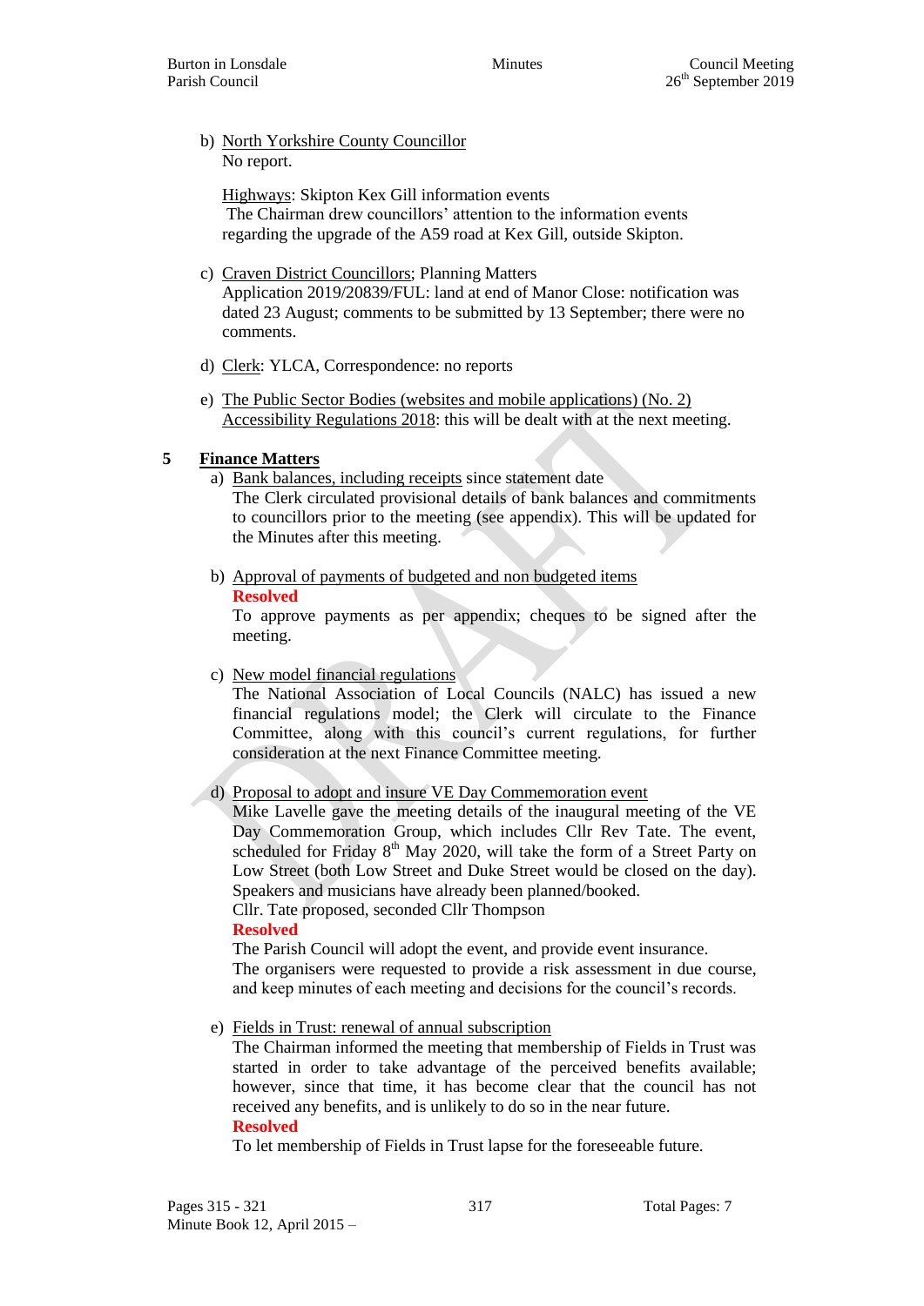b) North Yorkshire County Councillor
No report.

Highways: Skipton Kex Gill information events
The Chairman drew councillors' attention to the information events regarding the upgrade of the A59 road at Kex Gill, outside Skipton.

c) Craven District Councillors; Planning Matters
Application 2019/20839/FUL: land at end of Manor Close: notification was dated 23 August; comments to be submitted by 13 September; there were no comments.

d) Clerk: YLCA, Correspondence: no reports

e) The Public Sector Bodies (websites and mobile applications) (No. 2) Accessibility Regulations 2018: this will be dealt with at the next meeting.

## 5 Finance Matters

a) Bank balances, including receipts since statement date
The Clerk circulated provisional details of bank balances and commitments to councillors prior to the meeting (see appendix). This will be updated for the Minutes after this meeting.

b) Approval of payments of budgeted and non budgeted items
**Resolved**
To approve payments as per appendix; cheques to be signed after the meeting.

c) New model financial regulations
The National Association of Local Councils (NALC) has issued a new financial regulations model; the Clerk will circulate to the Finance Committee, along with this council's current regulations, for further consideration at the next Finance Committee meeting.

d) Proposal to adopt and insure VE Day Commemoration event
Mike Lavelle gave the meeting details of the inaugural meeting of the VE Day Commemoration Group, which includes Cllr Rev Tate. The event, scheduled for Friday 8th May 2020, will take the form of a Street Party on Low Street (both Low Street and Duke Street would be closed on the day). Speakers and musicians have already been planned/booked.
Cllr. Tate proposed, seconded Cllr Thompson
**Resolved**
The Parish Council will adopt the event, and provide event insurance.
The organisers were requested to provide a risk assessment in due course, and keep minutes of each meeting and decisions for the council's records.

e) Fields in Trust: renewal of annual subscription
The Chairman informed the meeting that membership of Fields in Trust was started in order to take advantage of the perceived benefits available; however, since that time, it has become clear that the council has not received any benefits, and is unlikely to do so in the near future.
**Resolved**
To let membership of Fields in Trust lapse for the foreseeable future.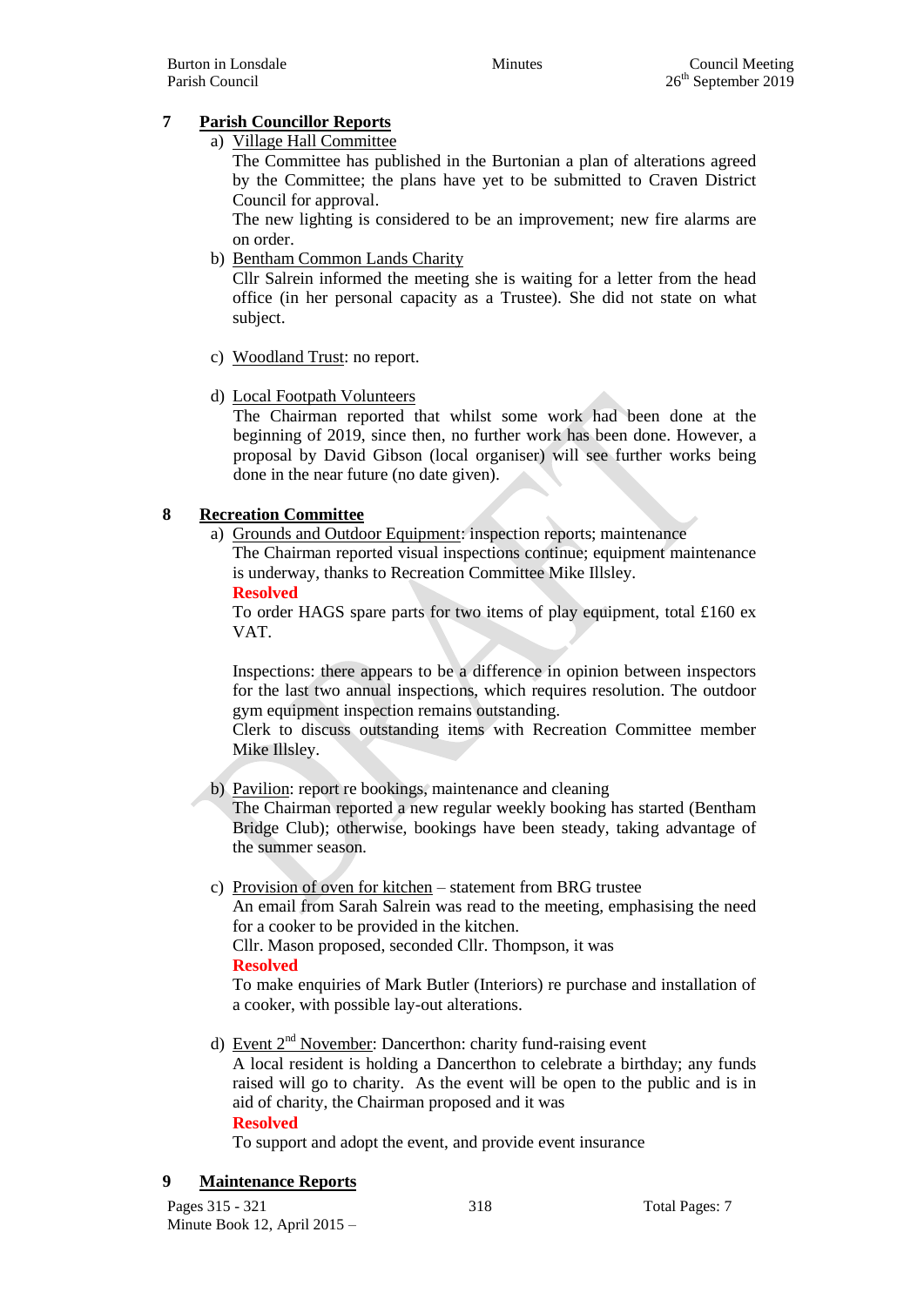## 7 Parish Councillor Reports

a) Village Hall Committee

The Committee has published in the Burtonian a plan of alterations agreed by the Committee; the plans have yet to be submitted to Craven District Council for approval.

The new lighting is considered to be an improvement; new fire alarms are on order.

b) Bentham Common Lands Charity

Cllr Salrein informed the meeting she is waiting for a letter from the head office (in her personal capacity as a Trustee). She did not state on what subject.

c) Woodland Trust: no report.

d) Local Footpath Volunteers

The Chairman reported that whilst some work had been done at the beginning of 2019, since then, no further work has been done. However, a proposal by David Gibson (local organiser) will see further works being done in the near future (no date given).

## 8 Recreation Committee

a) Grounds and Outdoor Equipment: inspection reports; maintenance

The Chairman reported visual inspections continue; equipment maintenance is underway, thanks to Recreation Committee Mike Illsley.

**Resolved**

To order HAGS spare parts for two items of play equipment, total £160 ex VAT.

Inspections: there appears to be a difference in opinion between inspectors for the last two annual inspections, which requires resolution. The outdoor gym equipment inspection remains outstanding.

Clerk to discuss outstanding items with Recreation Committee member Mike Illsley.

b) Pavilion: report re bookings, maintenance and cleaning

The Chairman reported a new regular weekly booking has started (Bentham Bridge Club); otherwise, bookings have been steady, taking advantage of the summer season.

c) Provision of oven for kitchen – statement from BRG trustee

An email from Sarah Salrein was read to the meeting, emphasising the need for a cooker to be provided in the kitchen.

Cllr. Mason proposed, seconded Cllr. Thompson, it was

**Resolved**

To make enquiries of Mark Butler (Interiors) re purchase and installation of a cooker, with possible lay-out alterations.

d) Event 2nd November: Dancerthon: charity fund-raising event

A local resident is holding a Dancerthon to celebrate a birthday; any funds raised will go to charity. As the event will be open to the public and is in aid of charity, the Chairman proposed and it was

**Resolved**

To support and adopt the event, and provide event insurance

## 9 Maintenance Reports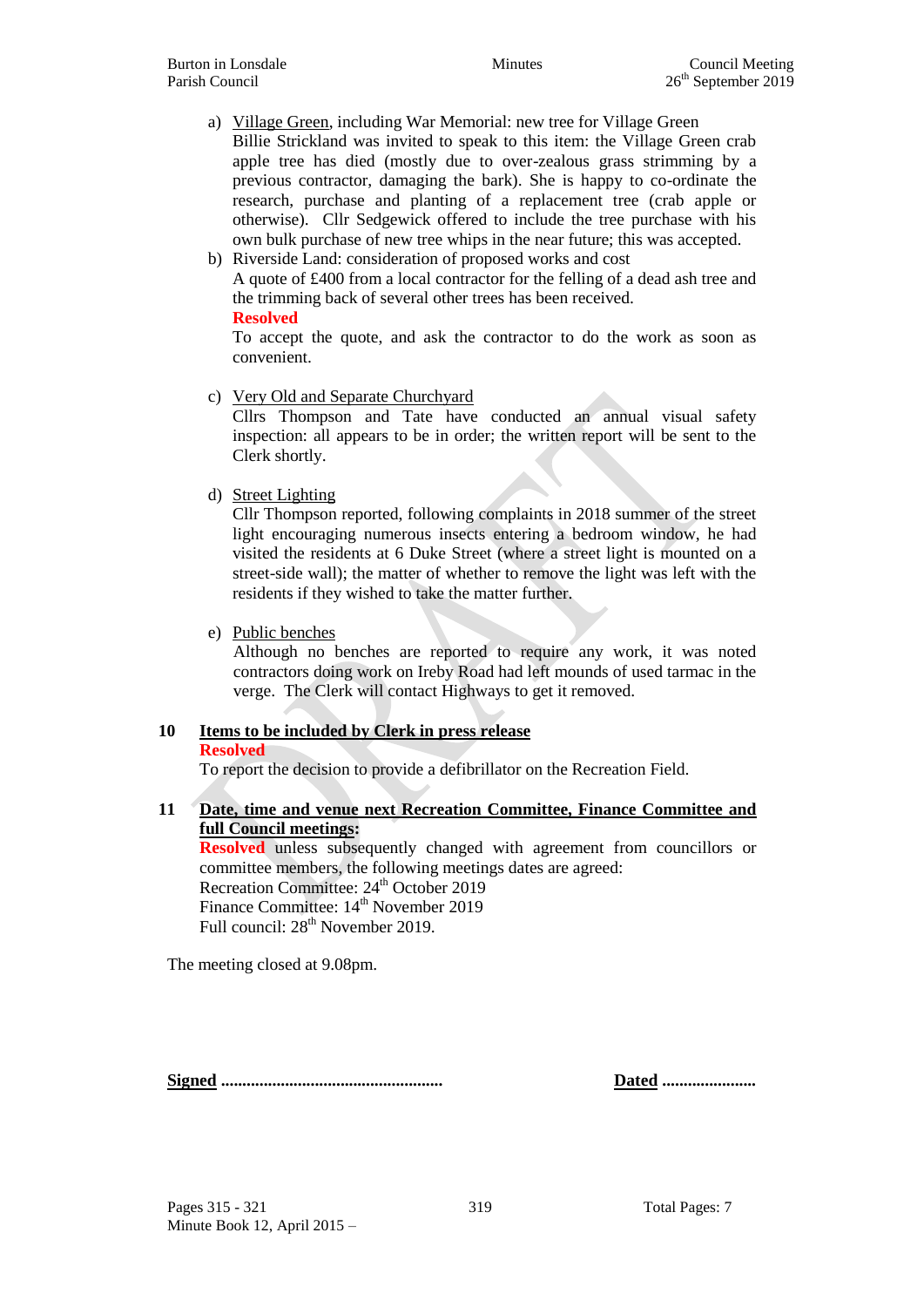a) Village Green, including War Memorial: new tree for Village Green
   Billie Strickland was invited to speak to this item: the Village Green crab apple tree has died (mostly due to over-zealous grass strimming by a previous contractor, damaging the bark). She is happy to co-ordinate the research, purchase and planting of a replacement tree (crab apple or otherwise). Cllr Sedgewick offered to include the tree purchase with his own bulk purchase of new tree whips in the near future; this was accepted.

b) Riverside Land: consideration of proposed works and cost
   A quote of £400 from a local contractor for the felling of a dead ash tree and the trimming back of several other trees has been received.
   **Resolved**
   To accept the quote, and ask the contractor to do the work as soon as convenient.

c) Very Old and Separate Churchyard
   Cllrs Thompson and Tate have conducted an annual visual safety inspection: all appears to be in order; the written report will be sent to the Clerk shortly.

d) Street Lighting
   Cllr Thompson reported, following complaints in 2018 summer of the street light encouraging numerous insects entering a bedroom window, he had visited the residents at 6 Duke Street (where a street light is mounted on a street-side wall); the matter of whether to remove the light was left with the residents if they wished to take the matter further.

e) Public benches
   Although no benches are reported to require any work, it was noted contractors doing work on Ireby Road had left mounds of used tarmac in the verge. The Clerk will contact Highways to get it removed.

**10 Items to be included by Clerk in press release**

**Resolved**
To report the decision to provide a defibrillator on the Recreation Field.

**11 Date, time and venue next Recreation Committee, Finance Committee and full Council meetings:**

**Resolved** unless subsequently changed with agreement from councillors or committee members, the following meetings dates are agreed:
Recreation Committee: 24th October 2019
Finance Committee: 14th November 2019
Full council: 28th November 2019.

The meeting closed at 9.08pm.

**Signed** ....................................................   **Dated** ......................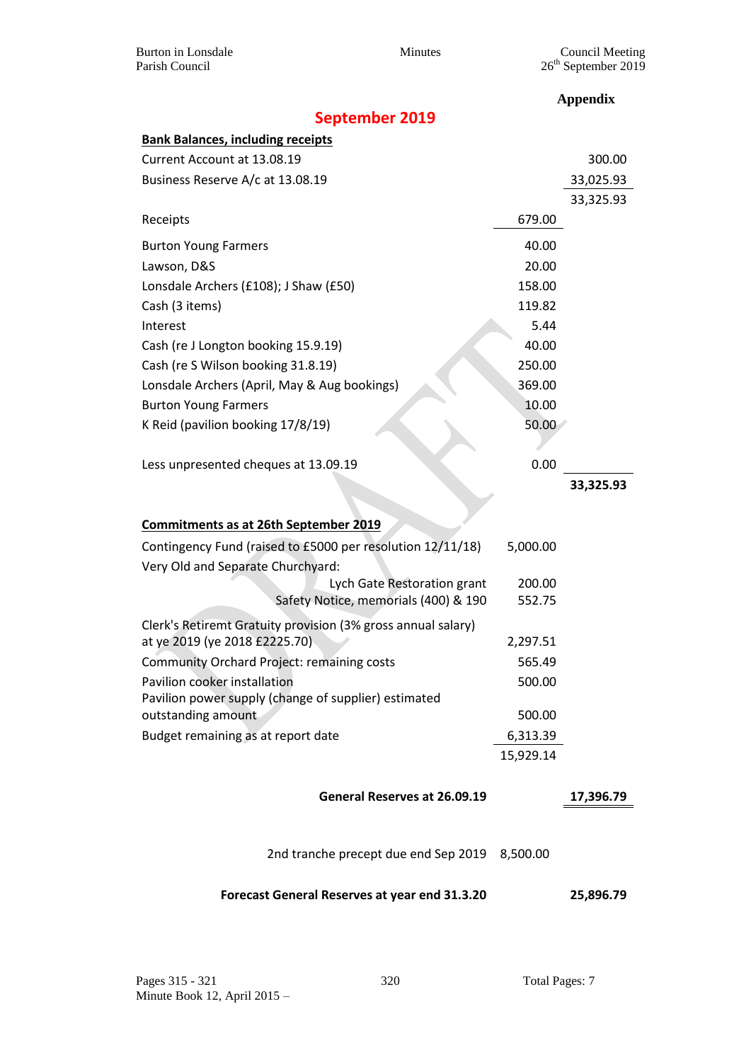**Appendix**

## September 2019

| **Bank Balances, including receipts** | | |
|---|---|---|
| Current Account at 13.08.19 | | 300.00 |
| Business Reserve A/c at 13.08.19 | | 33,025.93 |
| | | 33,325.93 |
| Receipts | 679.00 | |
| Burton Young Farmers | 40.00 | |
| Lawson, D&S | 20.00 | |
| Lonsdale Archers (£108); J Shaw (£50) | 158.00 | |
| Cash (3 items) | 119.82 | |
| Interest | 5.44 | |
| Cash (re J Longton booking 15.9.19) | 40.00 | |
| Cash (re S Wilson booking 31.8.19) | 250.00 | |
| Lonsdale Archers (April, May & Aug bookings) | 369.00 | |
| Burton Young Farmers | 10.00 | |
| K Reid (pavilion booking 17/8/19) | 50.00 | |
| Less unpresented cheques at 13.09.19 | 0.00 | |
| | | **33,325.93** |

| **Commitments as at 26th September 2019** | | |
|---|---|---|
| Contingency Fund (raised to £5000 per resolution 12/11/18) | 5,000.00 | |
| Very Old and Separate Churchyard: | | |
| Lych Gate Restoration grant | 200.00 | |
| Safety Notice, memorials (400) & 190 | 552.75 | |
| Clerk's Retiremt Gratuity provision (3% gross annual salary) at ye 2019 (ye 2018 £2225.70) | 2,297.51 | |
| Community Orchard Project: remaining costs | 565.49 | |
| Pavilion cooker installation | 500.00 | |
| Pavilion power supply (change of supplier) estimated outstanding amount | 500.00 | |
| Budget remaining as at report date | 6,313.39 | |
| | 15,929.14 | |
| **General Reserves at 26.09.19** | | **17,396.79** |
| 2nd tranche precept due end Sep 2019 | 8,500.00 | |
| **Forecast General Reserves at year end 31.3.20** | | **25,896.79** |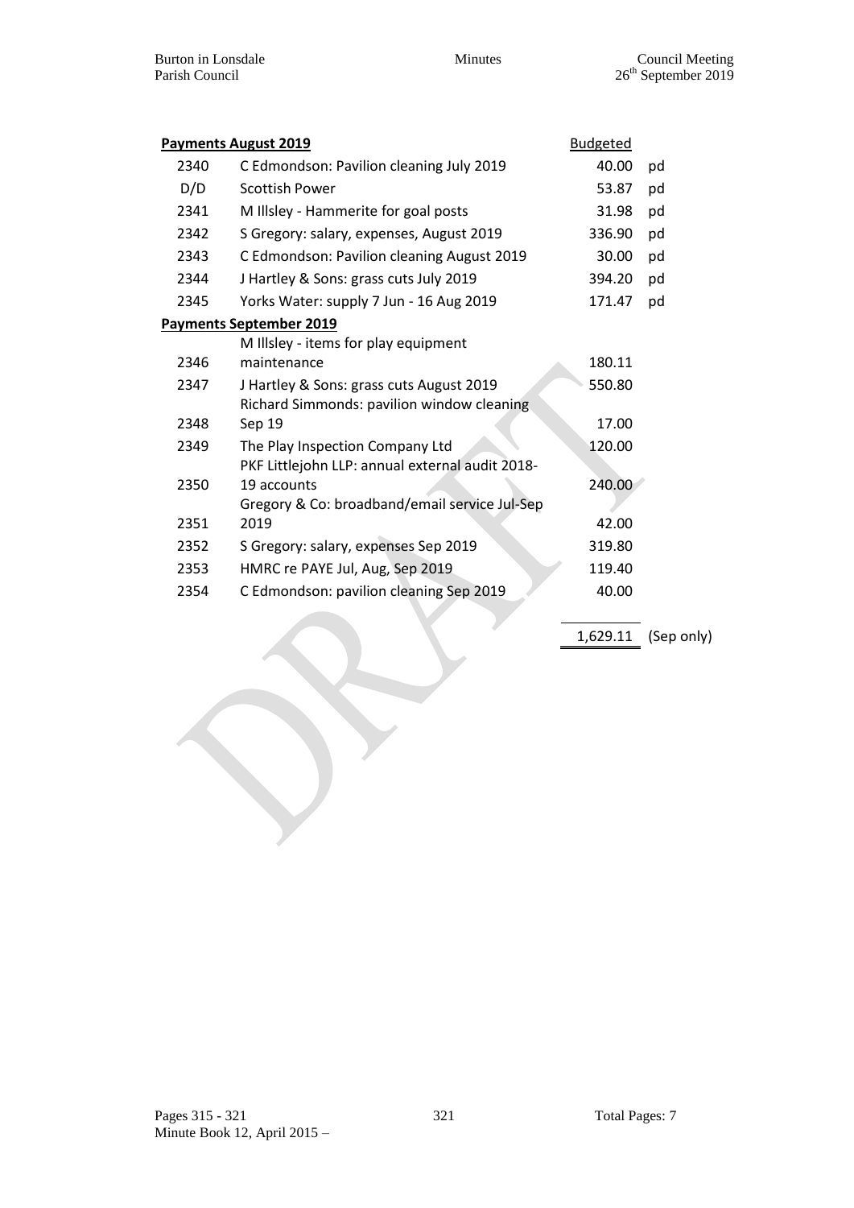| | | | |
|---|---|---|---|
| **Payments August 2019** | | Budgeted | |
| 2340 | C Edmondson: Pavilion cleaning July 2019 | 40.00 | pd |
| D/D | Scottish Power | 53.87 | pd |
| 2341 | M Illsley - Hammerite for goal posts | 31.98 | pd |
| 2342 | S Gregory: salary, expenses, August 2019 | 336.90 | pd |
| 2343 | C Edmondson: Pavilion cleaning August 2019 | 30.00 | pd |
| 2344 | J Hartley & Sons: grass cuts July 2019 | 394.20 | pd |
| 2345 | Yorks Water: supply 7 Jun - 16 Aug 2019 | 171.47 | pd |
| **Payments September 2019** | | | |
| 2346 | M Illsley - items for play equipment maintenance | 180.11 | |
| 2347 | J Hartley & Sons: grass cuts August 2019 | 550.80 | |
| 2348 | Richard Simmonds: pavilion window cleaning Sep 19 | 17.00 | |
| 2349 | The Play Inspection Company Ltd | 120.00 | |
| 2350 | PKF Littlejohn LLP: annual external audit 2018-19 accounts | 240.00 | |
| 2351 | Gregory & Co: broadband/email service Jul-Sep 2019 | 42.00 | |
| 2352 | S Gregory: salary, expenses Sep 2019 | 319.80 | |
| 2353 | HMRC re PAYE Jul, Aug, Sep 2019 | 119.40 | |
| 2354 | C Edmondson: pavilion cleaning Sep 2019 | 40.00 | |
| | | 1,629.11 | (Sep only) |

DRAFT